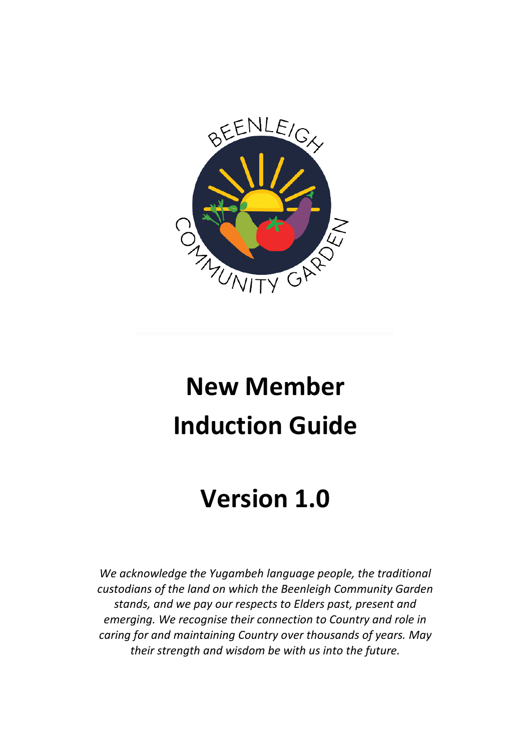# New Member Induction Guide

# Version 1.0

*We acknowledge the Yugambeh language people, the traditional custodians of the land on which the Beenleigh Community Garden stands, and we pay our respects to Elders past, present and emerging. We recognise their connection to Country and role in caring for and maintaining Country over thousands of years. May their strength and wisdom be with us into the future.*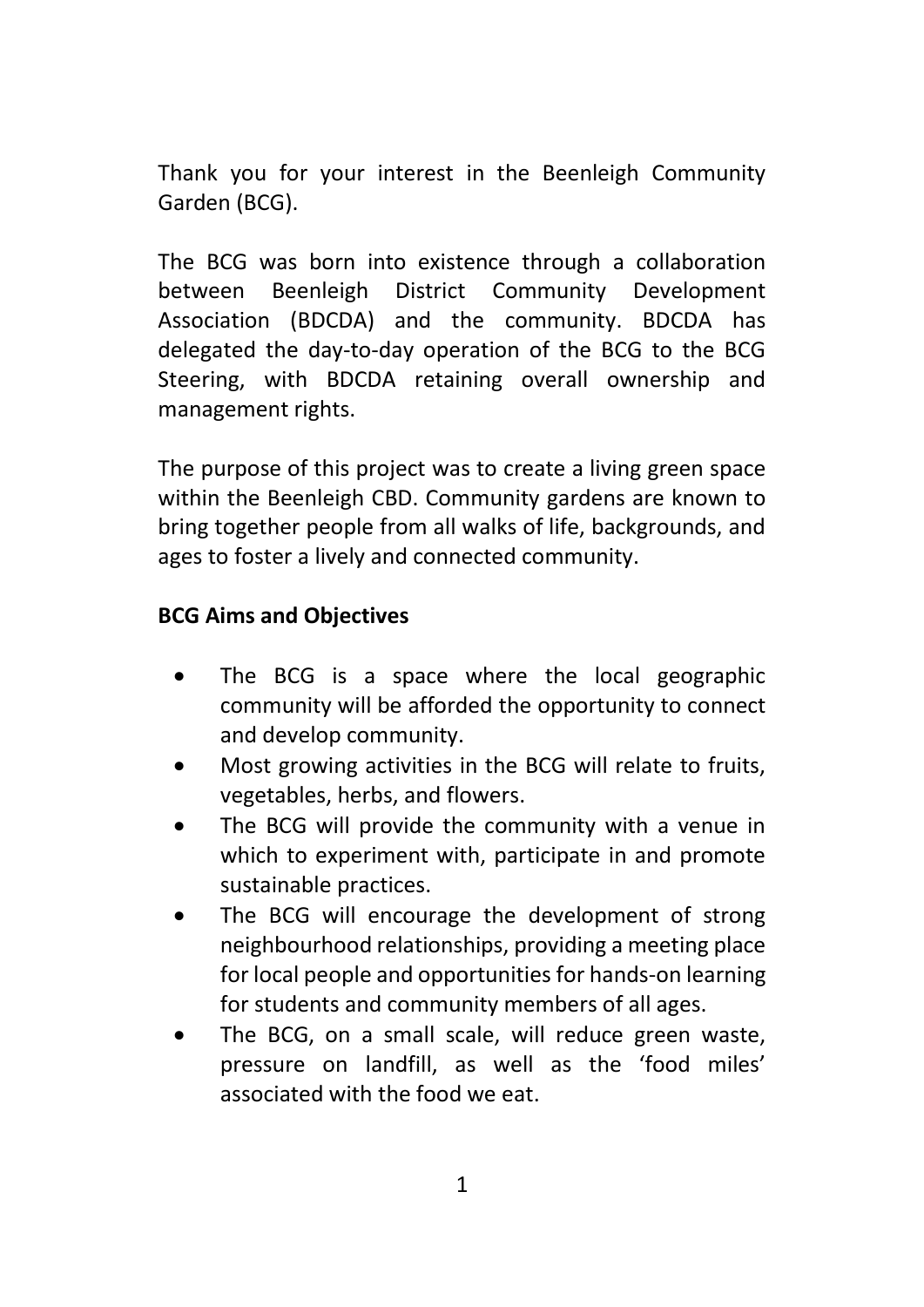Thank you for your interest in the Beenleigh Community Garden (BCG).

The BCG was born into existence through a collaboration between Beenleigh District Community Development Association (BDCDA) and the community. BDCDA has delegated the day-to-day operation of the BCG to the BCG Steering, with BDCDA retaining overall ownership and management rights.

The purpose of this project was to create a living green space within the Beenleigh CBD. Community gardens are known to bring together people from all walks of life, backgrounds, and ages to foster a lively and connected community.

**BCG Aims and Objectives**

- The BCG is a space where the local geographic community will be afforded the opportunity to connect and develop community.
- Most growing activities in the BCG will relate to fruits, vegetables, herbs, and flowers.
- The BCG will provide the community with a venue in which to experiment with, participate in and promote sustainable practices.
- The BCG will encourage the development of strong neighbourhood relationships, providing a meeting place for local people and opportunities for hands-on learning for students and community members of all ages.
- The BCG, on a small scale, will reduce green waste, pressure on landfill, as well as the 'food miles' associated with the food we eat.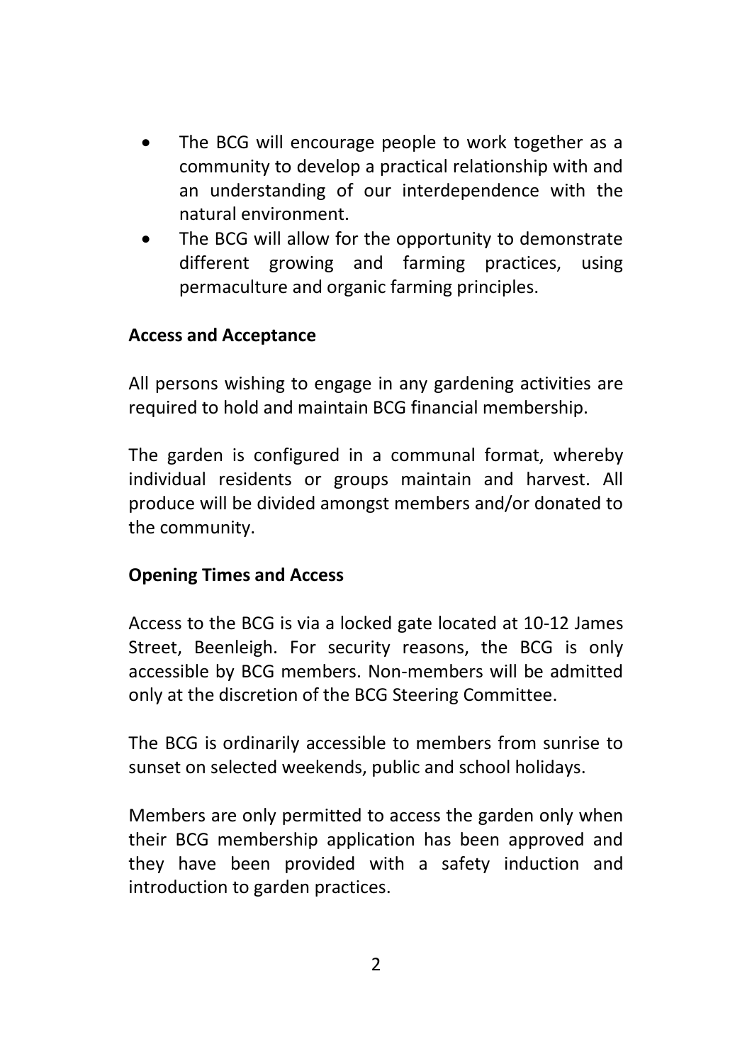- The BCG will encourage people to work together as a community to develop a practical relationship with and an understanding of our interdependence with the natural environment.
- The BCG will allow for the opportunity to demonstrate different growing and farming practices, using permaculture and organic farming principles.

**Access and Acceptance**

All persons wishing to engage in any gardening activities are required to hold and maintain BCG financial membership.

The garden is configured in a communal format, whereby individual residents or groups maintain and harvest. All produce will be divided amongst members and/or donated to the community.

**Opening Times and Access**

Access to the BCG is via a locked gate located at 10-12 James Street, Beenleigh. For security reasons, the BCG is only accessible by BCG members. Non-members will be admitted only at the discretion of the BCG Steering Committee.

The BCG is ordinarily accessible to members from sunrise to sunset on selected weekends, public and school holidays.

Members are only permitted to access the garden only when their BCG membership application has been approved and they have been provided with a safety induction and introduction to garden practices.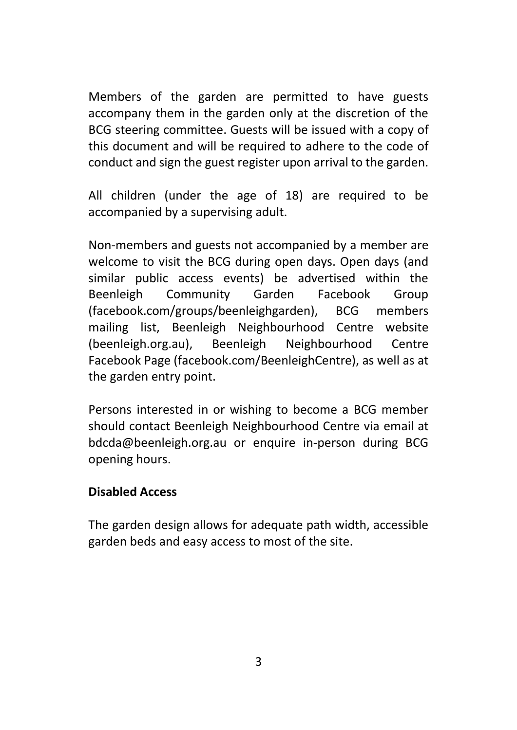Members of the garden are permitted to have guests accompany them in the garden only at the discretion of the BCG steering committee. Guests will be issued with a copy of this document and will be required to adhere to the code of conduct and sign the guest register upon arrival to the garden.

All children (under the age of 18) are required to be accompanied by a supervising adult.

Non-members and guests not accompanied by a member are welcome to visit the BCG during open days. Open days (and similar public access events) be advertised within the Beenleigh Community Garden Facebook Group (facebook.com/groups/beenleighgarden), BCG members mailing list, Beenleigh Neighbourhood Centre website (beenleigh.org.au), Beenleigh Neighbourhood Centre Facebook Page (facebook.com/BeenleighCentre), as well as at the garden entry point.

Persons interested in or wishing to become a BCG member should contact Beenleigh Neighbourhood Centre via email at bdcda@beenleigh.org.au or enquire in-person during BCG opening hours.

**Disabled Access**

The garden design allows for adequate path width, accessible garden beds and easy access to most of the site.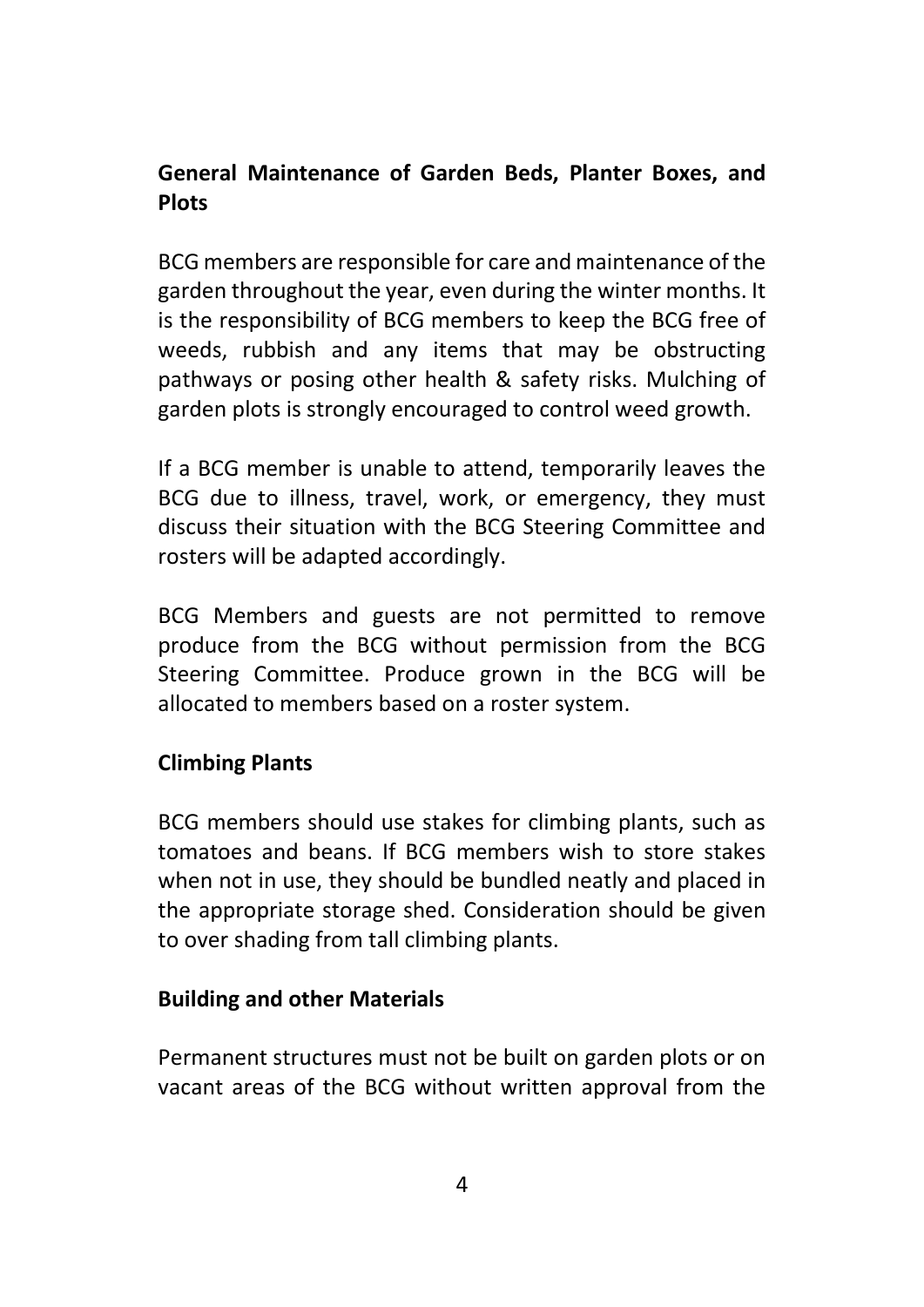## General Maintenance of Garden Beds, Planter Boxes, and Plots

BCG members are responsible for care and maintenance of the garden throughout the year, even during the winter months. It is the responsibility of BCG members to keep the BCG free of weeds, rubbish and any items that may be obstructing pathways or posing other health & safety risks. Mulching of garden plots is strongly encouraged to control weed growth.

If a BCG member is unable to attend, temporarily leaves the BCG due to illness, travel, work, or emergency, they must discuss their situation with the BCG Steering Committee and rosters will be adapted accordingly.

BCG Members and guests are not permitted to remove produce from the BCG without permission from the BCG Steering Committee. Produce grown in the BCG will be allocated to members based on a roster system.

## Climbing Plants

BCG members should use stakes for climbing plants, such as tomatoes and beans. If BCG members wish to store stakes when not in use, they should be bundled neatly and placed in the appropriate storage shed. Consideration should be given to over shading from tall climbing plants.

## Building and other Materials

Permanent structures must not be built on garden plots or on vacant areas of the BCG without written approval from the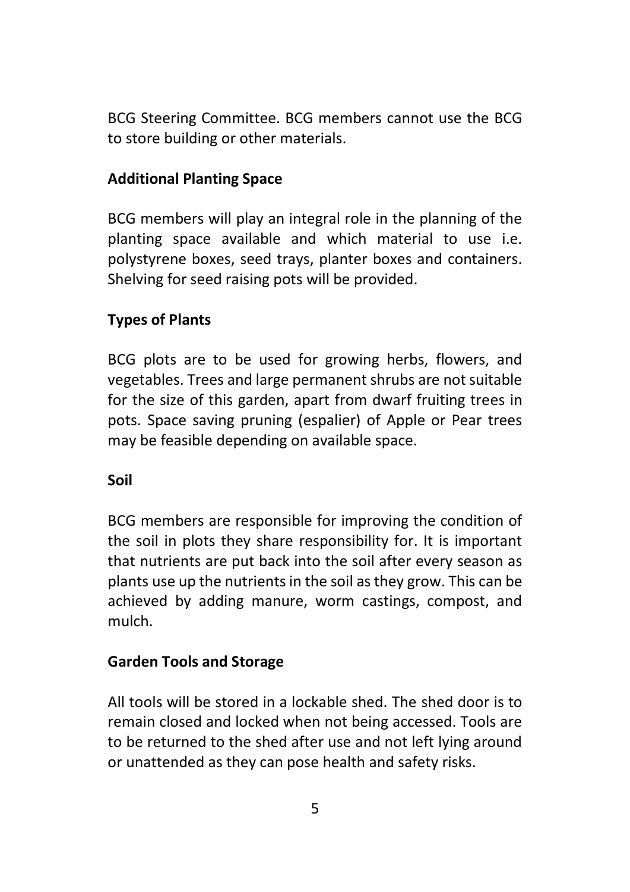BCG Steering Committee. BCG members cannot use the BCG to store building or other materials.

## Additional Planting Space

BCG members will play an integral role in the planning of the planting space available and which material to use i.e. polystyrene boxes, seed trays, planter boxes and containers. Shelving for seed raising pots will be provided.

## Types of Plants

BCG plots are to be used for growing herbs, flowers, and vegetables. Trees and large permanent shrubs are not suitable for the size of this garden, apart from dwarf fruiting trees in pots. Space saving pruning (espalier) of Apple or Pear trees may be feasible depending on available space.

## Soil

BCG members are responsible for improving the condition of the soil in plots they share responsibility for. It is important that nutrients are put back into the soil after every season as plants use up the nutrients in the soil as they grow. This can be achieved by adding manure, worm castings, compost, and mulch.

## Garden Tools and Storage

All tools will be stored in a lockable shed. The shed door is to remain closed and locked when not being accessed. Tools are to be returned to the shed after use and not left lying around or unattended as they can pose health and safety risks.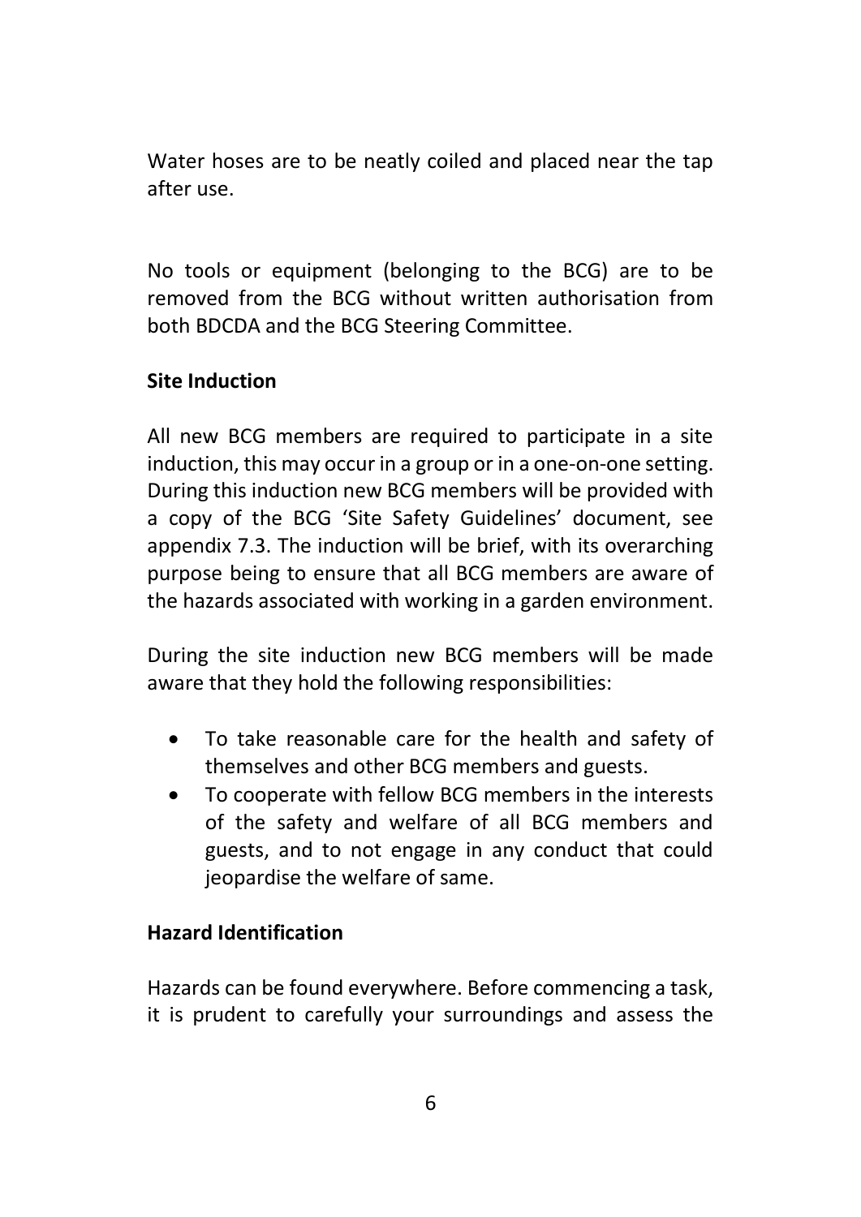Water hoses are to be neatly coiled and placed near the tap after use.

No tools or equipment (belonging to the BCG) are to be removed from the BCG without written authorisation from both BDCDA and the BCG Steering Committee.

**Site Induction**

All new BCG members are required to participate in a site induction, this may occur in a group or in a one-on-one setting. During this induction new BCG members will be provided with a copy of the BCG 'Site Safety Guidelines' document, see appendix 7.3. The induction will be brief, with its overarching purpose being to ensure that all BCG members are aware of the hazards associated with working in a garden environment.

During the site induction new BCG members will be made aware that they hold the following responsibilities:

- To take reasonable care for the health and safety of themselves and other BCG members and guests.
- To cooperate with fellow BCG members in the interests of the safety and welfare of all BCG members and guests, and to not engage in any conduct that could jeopardise the welfare of same.

**Hazard Identification**

Hazards can be found everywhere. Before commencing a task, it is prudent to carefully your surroundings and assess the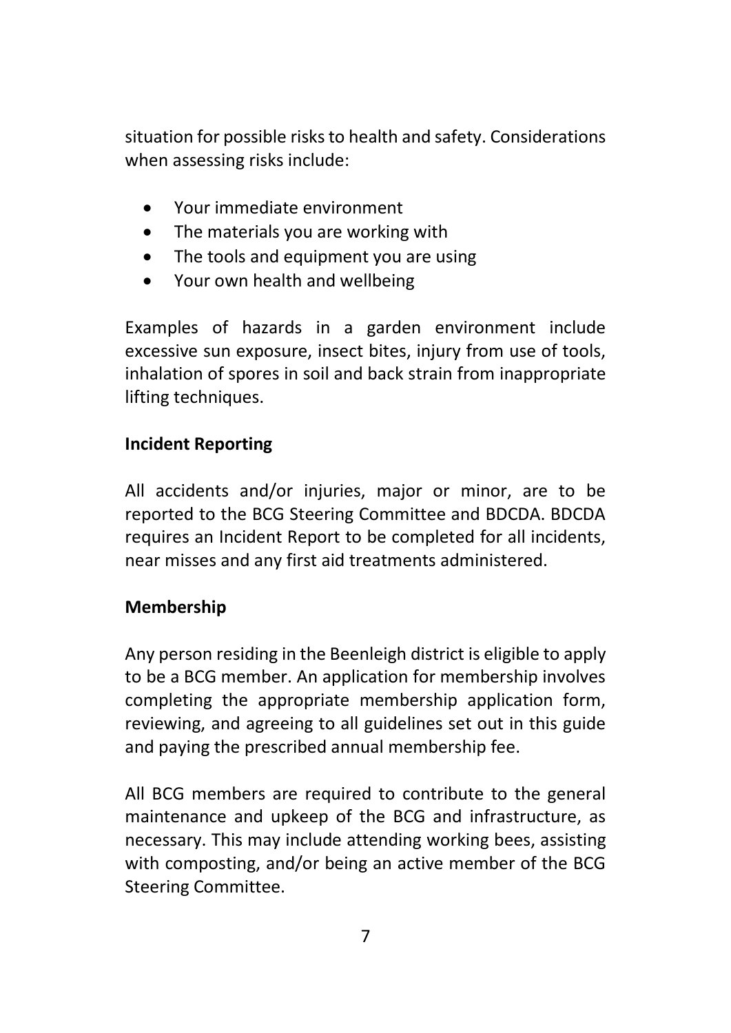situation for possible risks to health and safety. Considerations when assessing risks include:

- Your immediate environment
- The materials you are working with
- The tools and equipment you are using
- Your own health and wellbeing

Examples of hazards in a garden environment include excessive sun exposure, insect bites, injury from use of tools, inhalation of spores in soil and back strain from inappropriate lifting techniques.

**Incident Reporting**

All accidents and/or injuries, major or minor, are to be reported to the BCG Steering Committee and BDCDA. BDCDA requires an Incident Report to be completed for all incidents, near misses and any first aid treatments administered.

**Membership**

Any person residing in the Beenleigh district is eligible to apply to be a BCG member. An application for membership involves completing the appropriate membership application form, reviewing, and agreeing to all guidelines set out in this guide and paying the prescribed annual membership fee.

All BCG members are required to contribute to the general maintenance and upkeep of the BCG and infrastructure, as necessary. This may include attending working bees, assisting with composting, and/or being an active member of the BCG Steering Committee.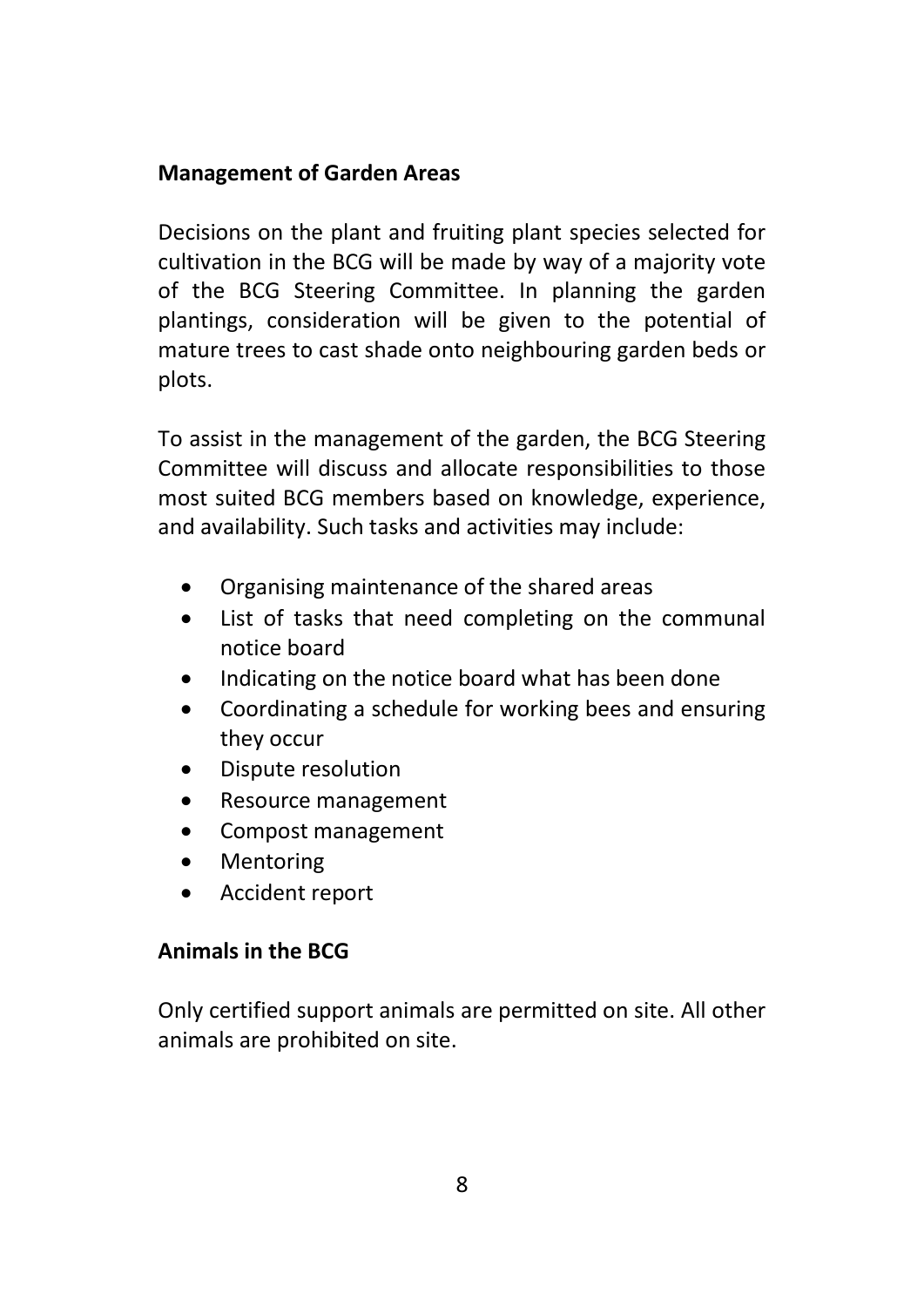## Management of Garden Areas

Decisions on the plant and fruiting plant species selected for cultivation in the BCG will be made by way of a majority vote of the BCG Steering Committee. In planning the garden plantings, consideration will be given to the potential of mature trees to cast shade onto neighbouring garden beds or plots.

To assist in the management of the garden, the BCG Steering Committee will discuss and allocate responsibilities to those most suited BCG members based on knowledge, experience, and availability. Such tasks and activities may include:

- Organising maintenance of the shared areas
- List of tasks that need completing on the communal notice board
- Indicating on the notice board what has been done
- Coordinating a schedule for working bees and ensuring they occur
- Dispute resolution
- Resource management
- Compost management
- Mentoring
- Accident report

## Animals in the BCG

Only certified support animals are permitted on site. All other animals are prohibited on site.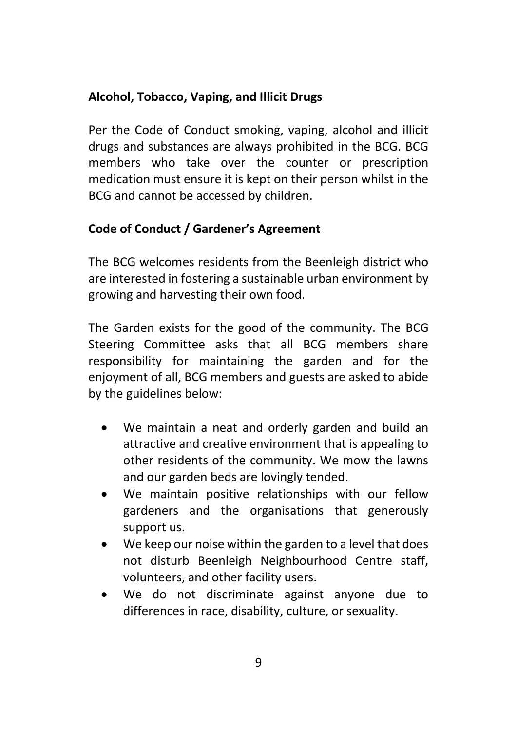**Alcohol, Tobacco, Vaping, and Illicit Drugs**

Per the Code of Conduct smoking, vaping, alcohol and illicit drugs and substances are always prohibited in the BCG. BCG members who take over the counter or prescription medication must ensure it is kept on their person whilst in the BCG and cannot be accessed by children.

**Code of Conduct / Gardener's Agreement**

The BCG welcomes residents from the Beenleigh district who are interested in fostering a sustainable urban environment by growing and harvesting their own food.

The Garden exists for the good of the community. The BCG Steering Committee asks that all BCG members share responsibility for maintaining the garden and for the enjoyment of all, BCG members and guests are asked to abide by the guidelines below:

- We maintain a neat and orderly garden and build an attractive and creative environment that is appealing to other residents of the community. We mow the lawns and our garden beds are lovingly tended.
- We maintain positive relationships with our fellow gardeners and the organisations that generously support us.
- We keep our noise within the garden to a level that does not disturb Beenleigh Neighbourhood Centre staff, volunteers, and other facility users.
- We do not discriminate against anyone due to differences in race, disability, culture, or sexuality.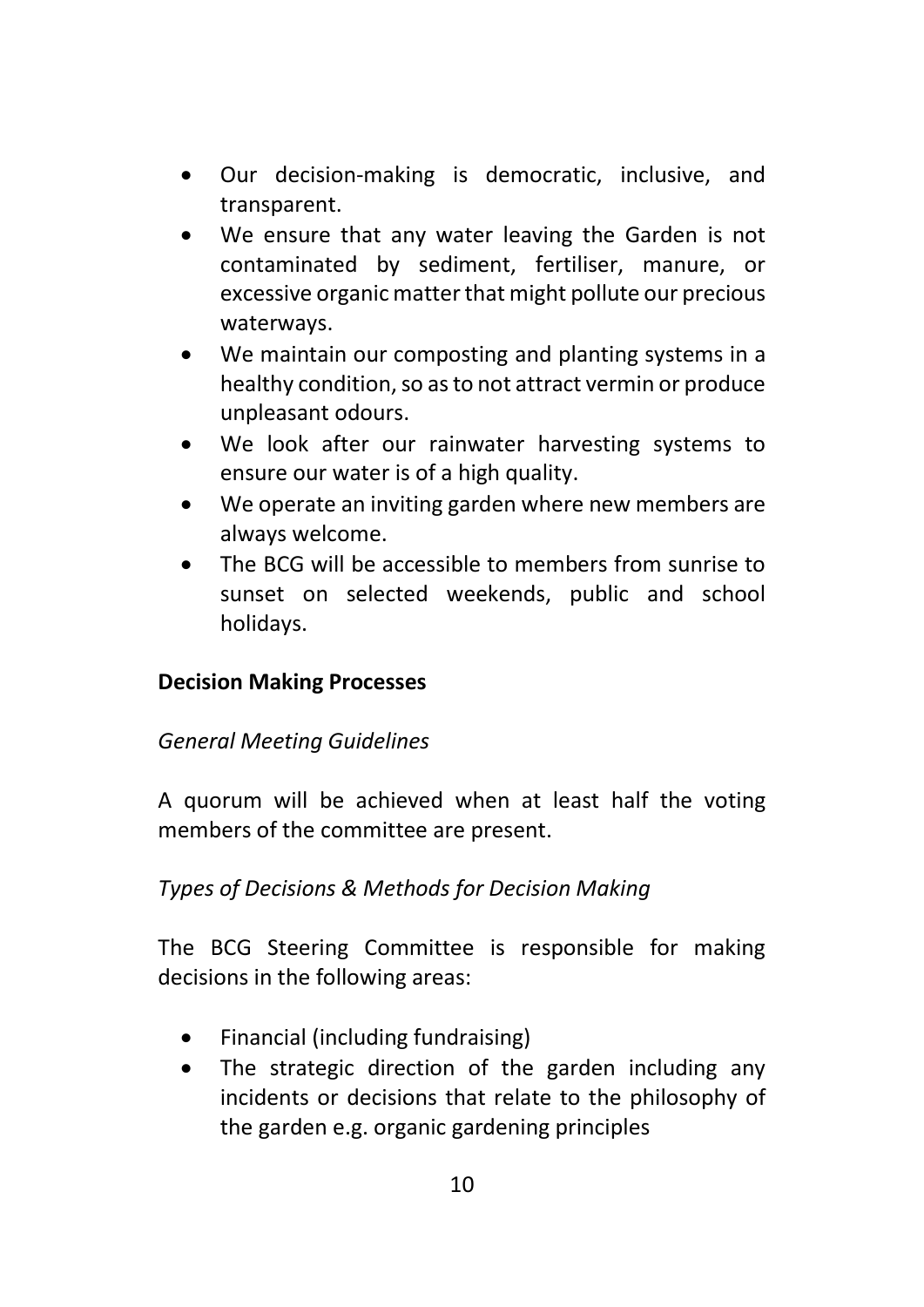- Our decision-making is democratic, inclusive, and transparent.
- We ensure that any water leaving the Garden is not contaminated by sediment, fertiliser, manure, or excessive organic matter that might pollute our precious waterways.
- We maintain our composting and planting systems in a healthy condition, so as to not attract vermin or produce unpleasant odours.
- We look after our rainwater harvesting systems to ensure our water is of a high quality.
- We operate an inviting garden where new members are always welcome.
- The BCG will be accessible to members from sunrise to sunset on selected weekends, public and school holidays.

**Decision Making Processes**

*General Meeting Guidelines*

A quorum will be achieved when at least half the voting members of the committee are present.

*Types of Decisions & Methods for Decision Making*

The BCG Steering Committee is responsible for making decisions in the following areas:

- Financial (including fundraising)
- The strategic direction of the garden including any incidents or decisions that relate to the philosophy of the garden e.g. organic gardening principles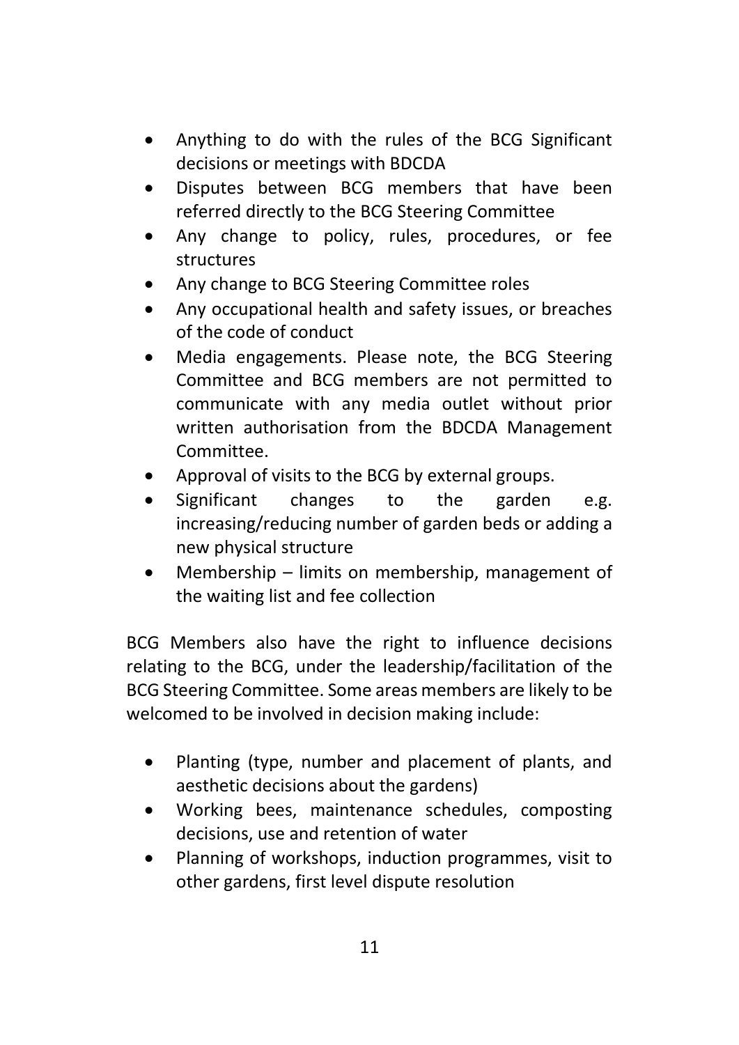- Anything to do with the rules of the BCG Significant decisions or meetings with BDCDA
- Disputes between BCG members that have been referred directly to the BCG Steering Committee
- Any change to policy, rules, procedures, or fee structures
- Any change to BCG Steering Committee roles
- Any occupational health and safety issues, or breaches of the code of conduct
- Media engagements. Please note, the BCG Steering Committee and BCG members are not permitted to communicate with any media outlet without prior written authorisation from the BDCDA Management Committee.
- Approval of visits to the BCG by external groups.
- Significant changes to the garden e.g. increasing/reducing number of garden beds or adding a new physical structure
- Membership – limits on membership, management of the waiting list and fee collection

BCG Members also have the right to influence decisions relating to the BCG, under the leadership/facilitation of the BCG Steering Committee. Some areas members are likely to be welcomed to be involved in decision making include:

- Planting (type, number and placement of plants, and aesthetic decisions about the gardens)
- Working bees, maintenance schedules, composting decisions, use and retention of water
- Planning of workshops, induction programmes, visit to other gardens, first level dispute resolution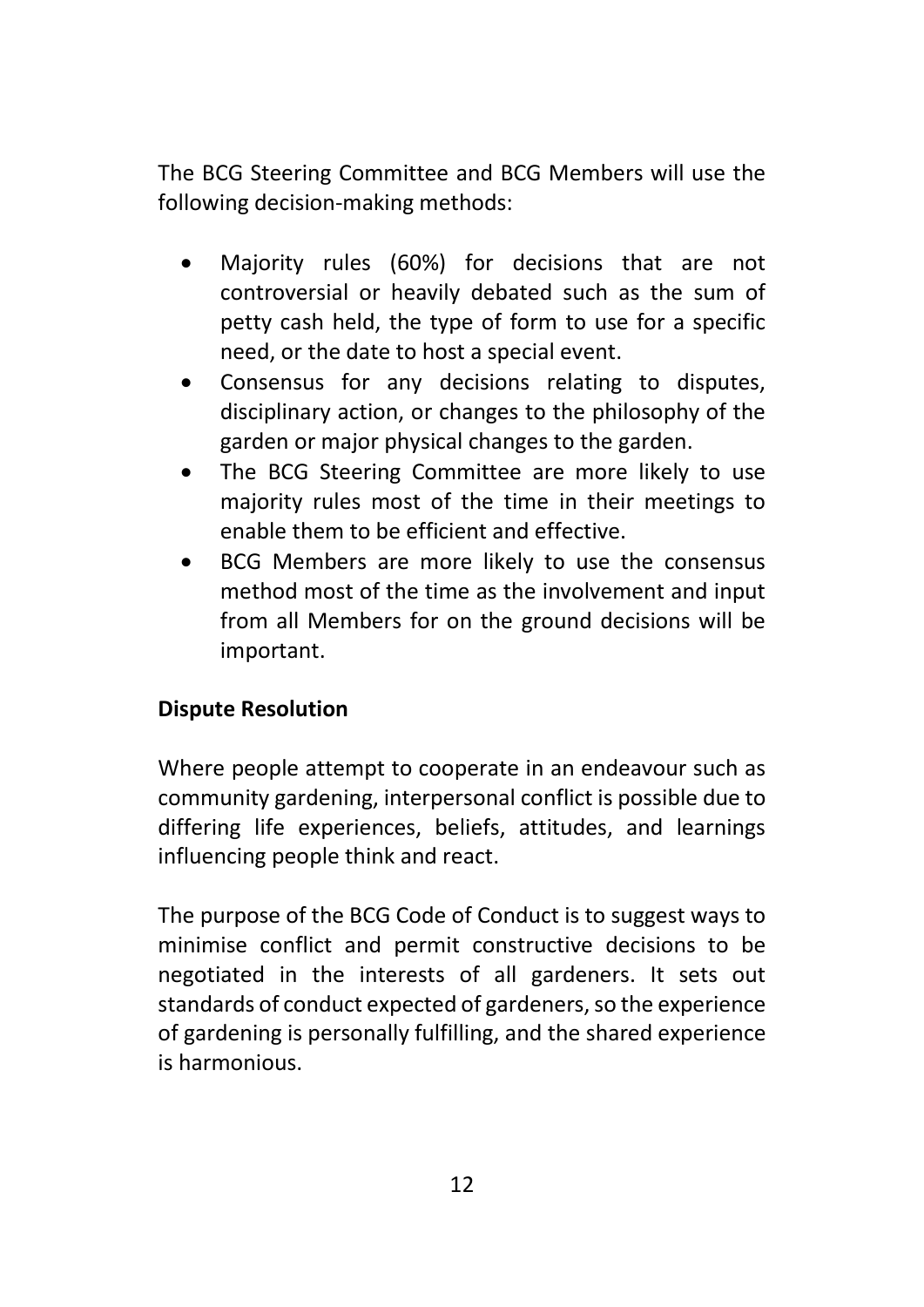The BCG Steering Committee and BCG Members will use the following decision-making methods:

- Majority rules (60%) for decisions that are not controversial or heavily debated such as the sum of petty cash held, the type of form to use for a specific need, or the date to host a special event.
- Consensus for any decisions relating to disputes, disciplinary action, or changes to the philosophy of the garden or major physical changes to the garden.
- The BCG Steering Committee are more likely to use majority rules most of the time in their meetings to enable them to be efficient and effective.
- BCG Members are more likely to use the consensus method most of the time as the involvement and input from all Members for on the ground decisions will be important.

**Dispute Resolution**

Where people attempt to cooperate in an endeavour such as community gardening, interpersonal conflict is possible due to differing life experiences, beliefs, attitudes, and learnings influencing people think and react.

The purpose of the BCG Code of Conduct is to suggest ways to minimise conflict and permit constructive decisions to be negotiated in the interests of all gardeners. It sets out standards of conduct expected of gardeners, so the experience of gardening is personally fulfilling, and the shared experience is harmonious.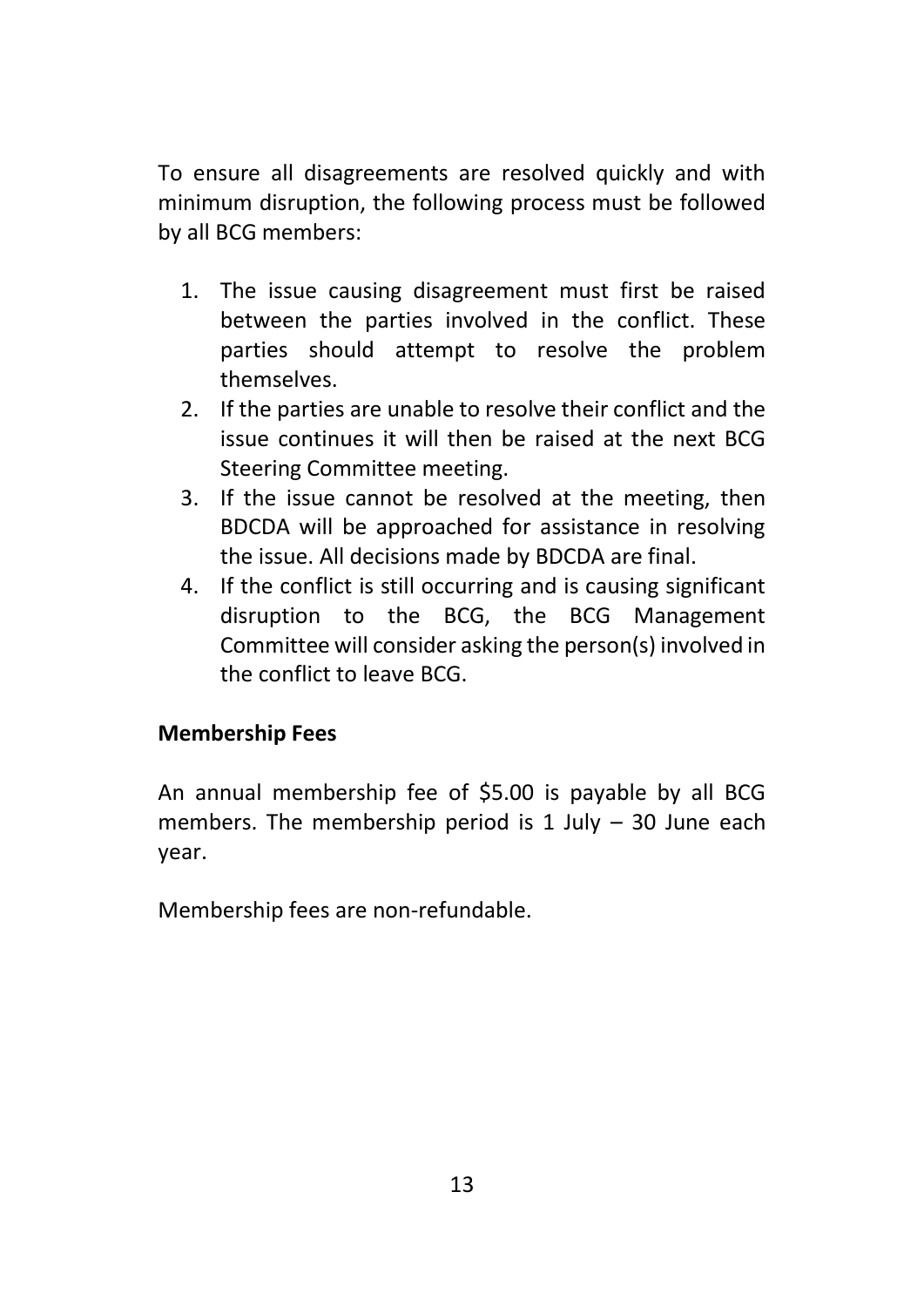To ensure all disagreements are resolved quickly and with minimum disruption, the following process must be followed by all BCG members:

1. The issue causing disagreement must first be raised between the parties involved in the conflict. These parties should attempt to resolve the problem themselves.
2. If the parties are unable to resolve their conflict and the issue continues it will then be raised at the next BCG Steering Committee meeting.
3. If the issue cannot be resolved at the meeting, then BDCDA will be approached for assistance in resolving the issue. All decisions made by BDCDA are final.
4. If the conflict is still occurring and is causing significant disruption to the BCG, the BCG Management Committee will consider asking the person(s) involved in the conflict to leave BCG.

**Membership Fees**

An annual membership fee of $5.00 is payable by all BCG members. The membership period is 1 July – 30 June each year.

Membership fees are non-refundable.